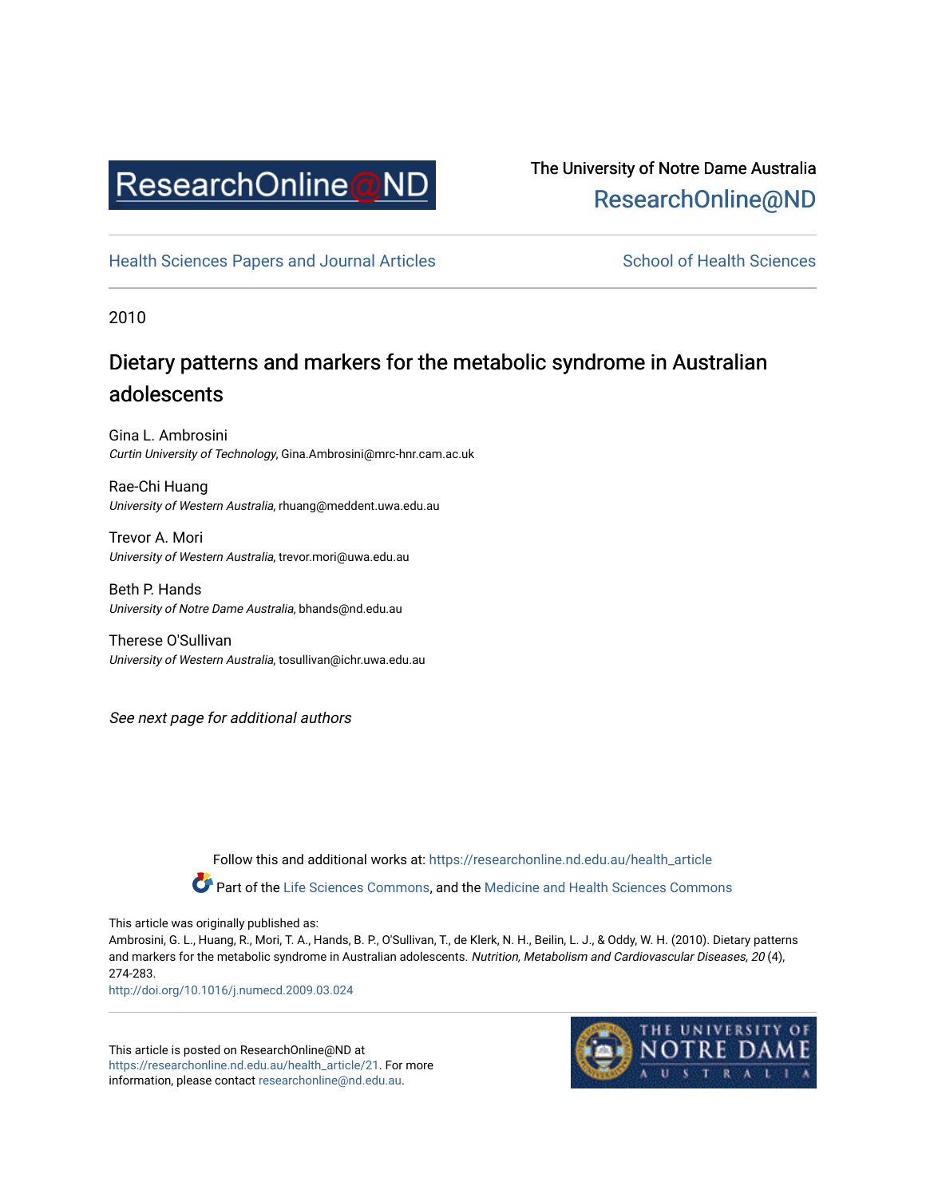ResearchOnline@ND

The University of Notre Dame Australia
ResearchOnline@ND

Health Sciences Papers and Journal Articles

School of Health Sciences

2010

# Dietary patterns and markers for the metabolic syndrome in Australian adolescents

Gina L. Ambrosini
*Curtin University of Technology*, Gina.Ambrosini@mrc-hnr.cam.ac.uk

Rae-Chi Huang
*University of Western Australia*, rhuang@meddent.uwa.edu.au

Trevor A. Mori
*University of Western Australia*, trevor.mori@uwa.edu.au

Beth P. Hands
*University of Notre Dame Australia*, bhands@nd.edu.au

Therese O'Sullivan
*University of Western Australia*, tosullivan@ichr.uwa.edu.au

*See next page for additional authors*

Follow this and additional works at: https://researchonline.nd.edu.au/health_article

Part of the Life Sciences Commons, and the Medicine and Health Sciences Commons

This article was originally published as:
Ambrosini, G. L., Huang, R., Mori, T. A., Hands, B. P., O'Sullivan, T., de Klerk, N. H., Beilin, L. J., & Oddy, W. H. (2010). Dietary patterns and markers for the metabolic syndrome in Australian adolescents. *Nutrition, Metabolism and Cardiovascular Diseases, 20* (4), 274-283.
http://doi.org/10.1016/j.numecd.2009.03.024

This article is posted on ResearchOnline@ND at https://researchonline.nd.edu.au/health_article/21. For more information, please contact researchonline@nd.edu.au.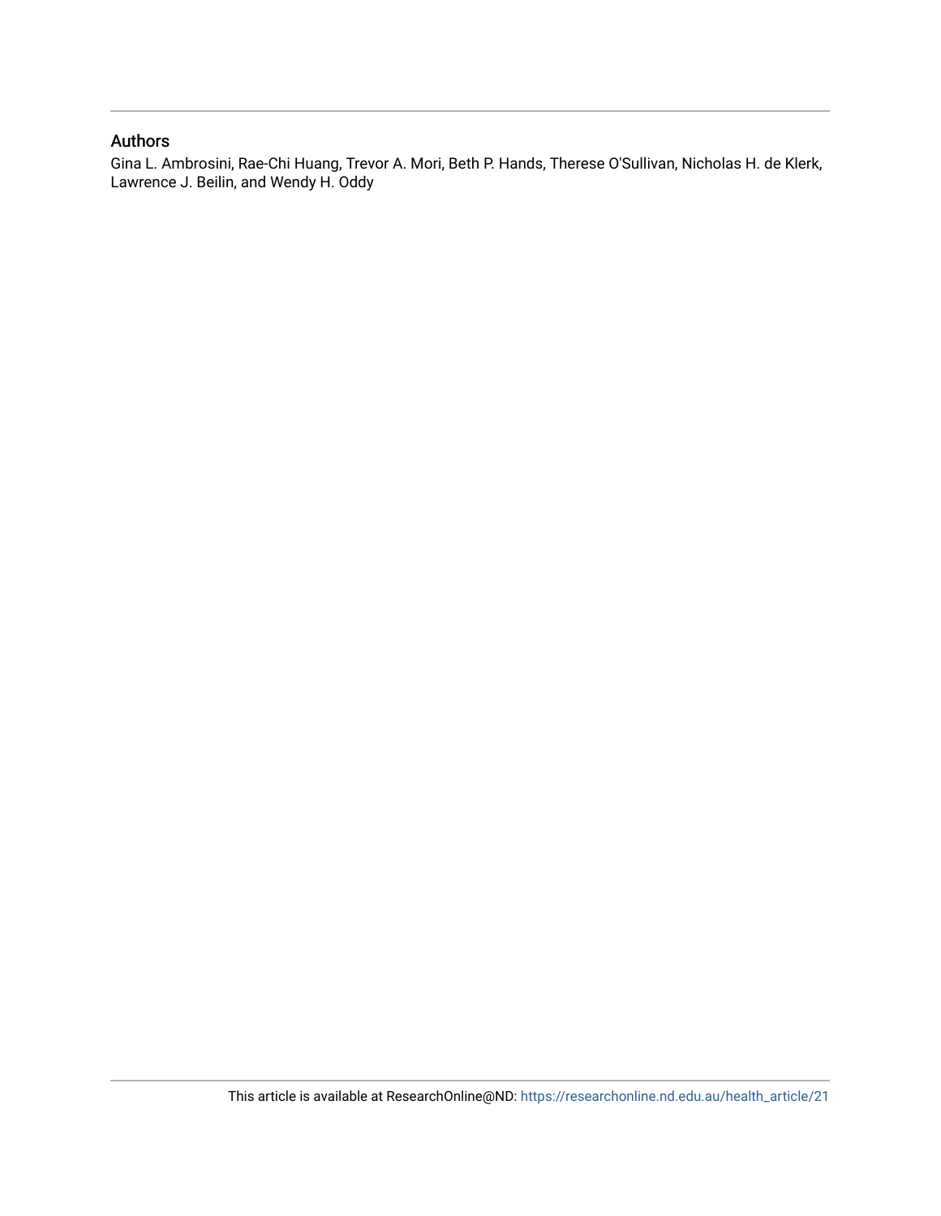## Authors

Gina L. Ambrosini, Rae-Chi Huang, Trevor A. Mori, Beth P. Hands, Therese O'Sullivan, Nicholas H. de Klerk, Lawrence J. Beilin, and Wendy H. Oddy

This article is available at ResearchOnline@ND: https://researchonline.nd.edu.au/health_article/21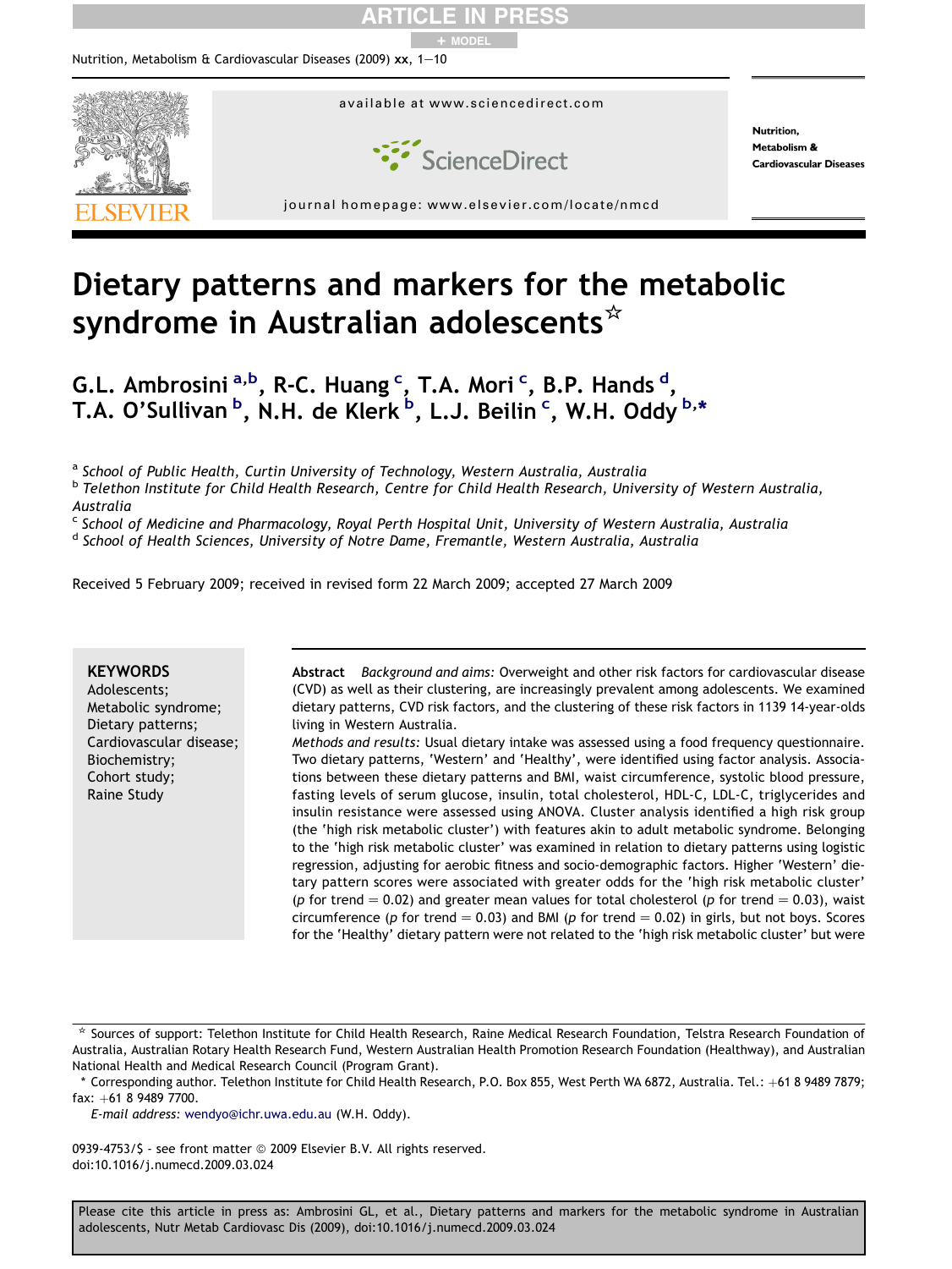# Dietary patterns and markers for the metabolic syndrome in Australian adolescents☆

G.L. Ambrosini [a,b], R-C. Huang [c], T.A. Mori [c], B.P. Hands [d], T.A. O'Sullivan [b], N.H. de Klerk [b], L.J. Beilin [c], W.H. Oddy [b,*]

[a] School of Public Health, Curtin University of Technology, Western Australia, Australia

[b] Telethon Institute for Child Health Research, Centre for Child Health Research, University of Western Australia, Australia

[c] School of Medicine and Pharmacology, Royal Perth Hospital Unit, University of Western Australia, Australia

[d] School of Health Sciences, University of Notre Dame, Fremantle, Western Australia, Australia

Received 5 February 2009; received in revised form 22 March 2009; accepted 27 March 2009

**KEYWORDS**
Adolescents;
Metabolic syndrome;
Dietary patterns;
Cardiovascular disease;
Biochemistry;
Cohort study;
Raine Study

**Abstract** *Background and aims:* Overweight and other risk factors for cardiovascular disease (CVD) as well as their clustering, are increasingly prevalent among adolescents. We examined dietary patterns, CVD risk factors, and the clustering of these risk factors in 1139 14-year-olds living in Western Australia.

*Methods and results:* Usual dietary intake was assessed using a food frequency questionnaire. Two dietary patterns, 'Western' and 'Healthy', were identified using factor analysis. Associations between these dietary patterns and BMI, waist circumference, systolic blood pressure, fasting levels of serum glucose, insulin, total cholesterol, HDL-C, LDL-C, triglycerides and insulin resistance were assessed using ANOVA. Cluster analysis identified a high risk group (the 'high risk metabolic cluster') with features akin to adult metabolic syndrome. Belonging to the 'high risk metabolic cluster' was examined in relation to dietary patterns using logistic regression, adjusting for aerobic fitness and socio-demographic factors. Higher 'Western' dietary pattern scores were associated with greater odds for the 'high risk metabolic cluster' ($p$ for trend = 0.02) and greater mean values for total cholesterol ($p$ for trend = 0.03), waist circumference ($p$ for trend = 0.03) and BMI ($p$ for trend = 0.02) in girls, but not boys. Scores for the 'Healthy' dietary pattern were not related to the 'high risk metabolic cluster' but were

☆ Sources of support: Telethon Institute for Child Health Research, Raine Medical Research Foundation, Telstra Research Foundation of Australia, Australian Rotary Health Research Fund, Western Australian Health Promotion Research Foundation (Healthway), and Australian National Health and Medical Research Council (Program Grant).

\* Corresponding author. Telethon Institute for Child Health Research, P.O. Box 855, West Perth WA 6872, Australia. Tel.: +61 8 9489 7879; fax: +61 8 9489 7700.
*E-mail address:* wendyo@ichr.uwa.edu.au (W.H. Oddy).

0939-4753/$ - see front matter © 2009 Elsevier B.V. All rights reserved.
doi:10.1016/j.numecd.2009.03.024

Please cite this article in press as: Ambrosini GL, et al., Dietary patterns and markers for the metabolic syndrome in Australian adolescents, Nutr Metab Cardiovasc Dis (2009), doi:10.1016/j.numecd.2009.03.024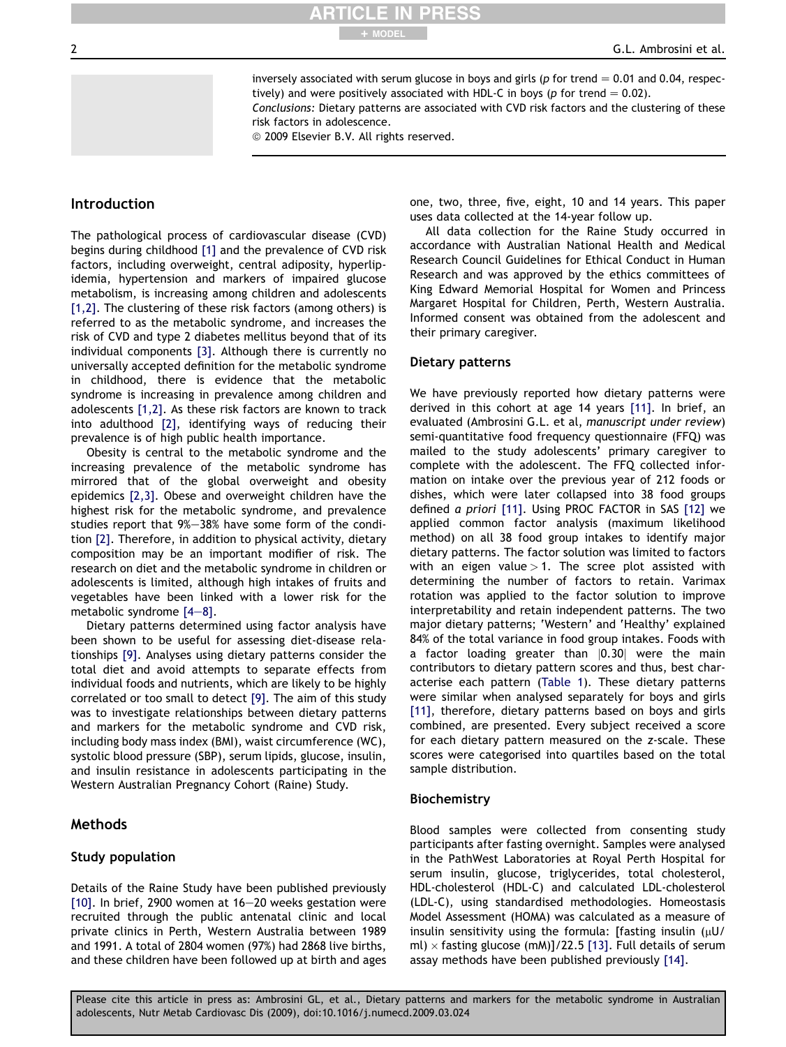inversely associated with serum glucose in boys and girls ($p$ for trend = 0.01 and 0.04, respectively) and were positively associated with HDL-C in boys ($p$ for trend = 0.02).

*Conclusions:* Dietary patterns are associated with CVD risk factors and the clustering of these risk factors in adolescence.

© 2009 Elsevier B.V. All rights reserved.

## Introduction

The pathological process of cardiovascular disease (CVD) begins during childhood [1] and the prevalence of CVD risk factors, including overweight, central adiposity, hyperlipidemia, hypertension and markers of impaired glucose metabolism, is increasing among children and adolescents [1,2]. The clustering of these risk factors (among others) is referred to as the metabolic syndrome, and increases the risk of CVD and type 2 diabetes mellitus beyond that of its individual components [3]. Although there is currently no universally accepted definition for the metabolic syndrome in childhood, there is evidence that the metabolic syndrome is increasing in prevalence among children and adolescents [1,2]. As these risk factors are known to track into adulthood [2], identifying ways of reducing their prevalence is of high public health importance.

Obesity is central to the metabolic syndrome and the increasing prevalence of the metabolic syndrome has mirrored that of the global overweight and obesity epidemics [2,3]. Obese and overweight children have the highest risk for the metabolic syndrome, and prevalence studies report that 9%–38% have some form of the condition [2]. Therefore, in addition to physical activity, dietary composition may be an important modifier of risk. The research on diet and the metabolic syndrome in children or adolescents is limited, although high intakes of fruits and vegetables have been linked with a lower risk for the metabolic syndrome [4–8].

Dietary patterns determined using factor analysis have been shown to be useful for assessing diet-disease relationships [9]. Analyses using dietary patterns consider the total diet and avoid attempts to separate effects from individual foods and nutrients, which are likely to be highly correlated or too small to detect [9]. The aim of this study was to investigate relationships between dietary patterns and markers for the metabolic syndrome and CVD risk, including body mass index (BMI), waist circumference (WC), systolic blood pressure (SBP), serum lipids, glucose, insulin, and insulin resistance in adolescents participating in the Western Australian Pregnancy Cohort (Raine) Study.

## Methods

### Study population

Details of the Raine Study have been published previously [10]. In brief, 2900 women at 16–20 weeks gestation were recruited through the public antenatal clinic and local private clinics in Perth, Western Australia between 1989 and 1991. A total of 2804 women (97%) had 2868 live births, and these children have been followed up at birth and ages one, two, three, five, eight, 10 and 14 years. This paper uses data collected at the 14-year follow up.

All data collection for the Raine Study occurred in accordance with Australian National Health and Medical Research Council Guidelines for Ethical Conduct in Human Research and was approved by the ethics committees of King Edward Memorial Hospital for Women and Princess Margaret Hospital for Children, Perth, Western Australia. Informed consent was obtained from the adolescent and their primary caregiver.

### Dietary patterns

We have previously reported how dietary patterns were derived in this cohort at age 14 years [11]. In brief, an evaluated (Ambrosini G.L. et al, *manuscript under review*) semi-quantitative food frequency questionnaire (FFQ) was mailed to the study adolescents' primary caregiver to complete with the adolescent. The FFQ collected information on intake over the previous year of 212 foods or dishes, which were later collapsed into 38 food groups defined *a priori* [11]. Using PROC FACTOR in SAS [12] we applied common factor analysis (maximum likelihood method) on all 38 food group intakes to identify major dietary patterns. The factor solution was limited to factors with an eigen value > 1. The scree plot assisted with determining the number of factors to retain. Varimax rotation was applied to the factor solution to improve interpretability and retain independent patterns. The two major dietary patterns; 'Western' and 'Healthy' explained 84% of the total variance in food group intakes. Foods with a factor loading greater than |0.30| were the main contributors to dietary pattern scores and thus, best characterise each pattern (Table 1). These dietary patterns were similar when analysed separately for boys and girls [11], therefore, dietary patterns based on boys and girls combined, are presented. Every subject received a score for each dietary pattern measured on the $z$-scale. These scores were categorised into quartiles based on the total sample distribution.

### Biochemistry

Blood samples were collected from consenting study participants after fasting overnight. Samples were analysed in the PathWest Laboratories at Royal Perth Hospital for serum insulin, glucose, triglycerides, total cholesterol, HDL-cholesterol (HDL-C) and calculated LDL-cholesterol (LDL-C), using standardised methodologies. Homeostasis Model Assessment (HOMA) was calculated as a measure of insulin sensitivity using the formula: [fasting insulin (μU/ml) × fasting glucose (mM)]/22.5 [13]. Full details of serum assay methods have been published previously [14].

Please cite this article in press as: Ambrosini GL, et al., Dietary patterns and markers for the metabolic syndrome in Australian adolescents, Nutr Metab Cardiovasc Dis (2009), doi:10.1016/j.numecd.2009.03.024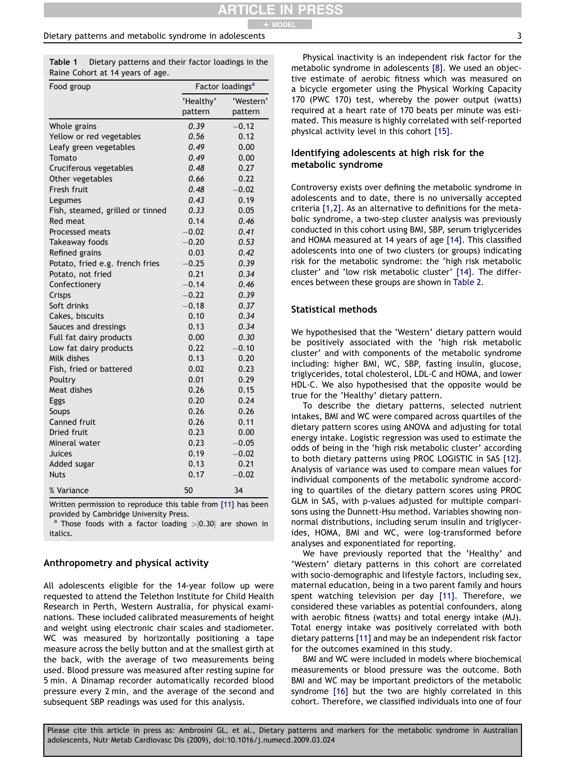**Table 1** Dietary patterns and their factor loadings in the Raine Cohort at 14 years of age.

| Food group | Factor loadings[a] | |
|---|---|---|
| | 'Healthy' pattern | 'Western' pattern |
| Whole grains | *0.39* | −0.12 |
| Yellow or red vegetables | *0.56* | 0.12 |
| Leafy green vegetables | *0.49* | 0.00 |
| Tomato | *0.49* | 0.00 |
| Cruciferous vegetables | *0.48* | 0.27 |
| Other vegetables | *0.66* | 0.22 |
| Fresh fruit | *0.48* | −0.02 |
| Legumes | *0.43* | 0.19 |
| Fish, steamed, grilled or tinned | *0.33* | 0.05 |
| Red meat | 0.14 | *0.46* |
| Processed meats | −0.02 | *0.41* |
| Takeaway foods | −0.20 | *0.53* |
| Refined grains | 0.03 | *0.42* |
| Potato, fried e.g. french fries | −0.25 | *0.39* |
| Potato, not fried | 0.21 | *0.34* |
| Confectionery | −0.14 | *0.46* |
| Crisps | −0.22 | *0.39* |
| Soft drinks | −0.18 | *0.37* |
| Cakes, biscuits | 0.10 | *0.34* |
| Sauces and dressings | 0.13 | *0.34* |
| Full fat dairy products | 0.00 | *0.30* |
| Low fat dairy products | 0.22 | −0.10 |
| Milk dishes | 0.13 | 0.20 |
| Fish, fried or battered | 0.02 | 0.23 |
| Poultry | 0.01 | 0.29 |
| Meat dishes | 0.26 | 0.15 |
| Eggs | 0.20 | 0.24 |
| Soups | 0.26 | 0.26 |
| Canned fruit | 0.26 | 0.11 |
| Dried fruit | 0.23 | 0.00 |
| Mineral water | 0.23 | −0.05 |
| Juices | 0.19 | −0.02 |
| Added sugar | 0.13 | 0.21 |
| Nuts | 0.17 | −0.02 |
| % Variance | 50 | 34 |

Written permission to reproduce this table from [11] has been provided by Cambridge University Press.

[a] Those foods with a factor loading >|0.30| are shown in italics.

## Anthropometry and physical activity

All adolescents eligible for the 14-year follow up were requested to attend the Telethon Institute for Child Health Research in Perth, Western Australia, for physical examinations. These included calibrated measurements of height and weight using electronic chair scales and stadiometer. WC was measured by horizontally positioning a tape measure across the belly button and at the smallest girth at the back, with the average of two measurements being used. Blood pressure was measured after resting supine for 5 min. A Dinamap recorder automatically recorded blood pressure every 2 min, and the average of the second and subsequent SBP readings was used for this analysis.

Physical inactivity is an independent risk factor for the metabolic syndrome in adolescents [8]. We used an objective estimate of aerobic fitness which was measured on a bicycle ergometer using the Physical Working Capacity 170 (PWC 170) test, whereby the power output (watts) required at a heart rate of 170 beats per minute was estimated. This measure is highly correlated with self-reported physical activity level in this cohort [15].

## Identifying adolescents at high risk for the metabolic syndrome

Controversy exists over defining the metabolic syndrome in adolescents and to date, there is no universally accepted criteria [1,2]. As an alternative to definitions for the metabolic syndrome, a two-step cluster analysis was previously conducted in this cohort using BMI, SBP, serum triglycerides and HOMA measured at 14 years of age [14]. This classified adolescents into one of two clusters (or groups) indicating risk for the metabolic syndrome: the 'high risk metabolic cluster' and 'low risk metabolic cluster' [14]. The differences between these groups are shown in Table 2.

## Statistical methods

We hypothesised that the 'Western' dietary pattern would be positively associated with the 'high risk metabolic cluster' and with components of the metabolic syndrome including: higher BMI, WC, SBP, fasting insulin, glucose, triglycerides, total cholesterol, LDL-C and HOMA, and lower HDL-C. We also hypothesised that the opposite would be true for the 'Healthy' dietary pattern.

To describe the dietary patterns, selected nutrient intakes, BMI and WC were compared across quartiles of the dietary pattern scores using ANOVA and adjusting for total energy intake. Logistic regression was used to estimate the odds of being in the 'high risk metabolic cluster' according to both dietary patterns using PROC LOGISTIC in SAS [12]. Analysis of variance was used to compare mean values for individual components of the metabolic syndrome according to quartiles of the dietary pattern scores using PROC GLM in SAS, with p-values adjusted for multiple comparisons using the Dunnett-Hsu method. Variables showing non-normal distributions, including serum insulin and triglycerides, HOMA, BMI and WC, were log-transformed before analyses and exponentiated for reporting.

We have previously reported that the 'Healthy' and 'Western' dietary patterns in this cohort are correlated with socio-demographic and lifestyle factors, including sex, maternal education, being in a two parent family and hours spent watching television per day [11]. Therefore, we considered these variables as potential confounders, along with aerobic fitness (watts) and total energy intake (MJ). Total energy intake was positively correlated with both dietary patterns [11] and may be an independent risk factor for the outcomes examined in this study.

BMI and WC were included in models where biochemical measurements or blood pressure was the outcome. Both BMI and WC may be important predictors of the metabolic syndrome [16] but the two are highly correlated in this cohort. Therefore, we classified individuals into one of four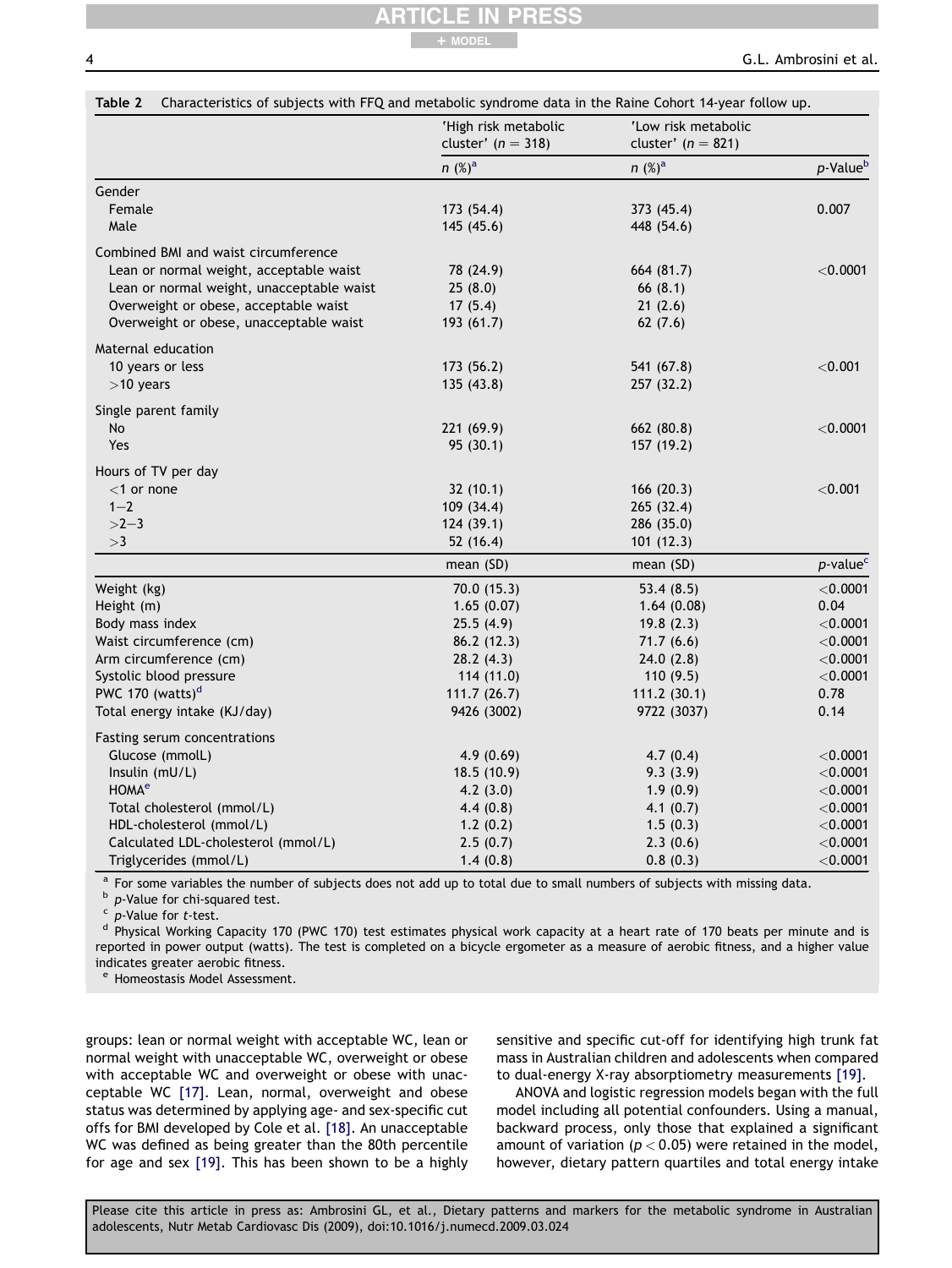**Table 2** Characteristics of subjects with FFQ and metabolic syndrome data in the Raine Cohort 14-year follow up.

| | 'High risk metabolic cluster' ($n = 318$) | 'Low risk metabolic cluster' ($n = 821$) | |
|---|---|---|---|
| | n (%)[a] | n (%)[a] | p-Value[b] |
| Gender | | | |
| Female | 173 (54.4) | 373 (45.4) | 0.007 |
| Male | 145 (45.6) | 448 (54.6) | |
| Combined BMI and waist circumference | | | |
| Lean or normal weight, acceptable waist | 78 (24.9) | 664 (81.7) | <0.0001 |
| Lean or normal weight, unacceptable waist | 25 (8.0) | 66 (8.1) | |
| Overweight or obese, acceptable waist | 17 (5.4) | 21 (2.6) | |
| Overweight or obese, unacceptable waist | 193 (61.7) | 62 (7.6) | |
| Maternal education | | | |
| 10 years or less | 173 (56.2) | 541 (67.8) | <0.001 |
| >10 years | 135 (43.8) | 257 (32.2) | |
| Single parent family | | | |
| No | 221 (69.9) | 662 (80.8) | <0.0001 |
| Yes | 95 (30.1) | 157 (19.2) | |
| Hours of TV per day | | | |
| <1 or none | 32 (10.1) | 166 (20.3) | <0.001 |
| 1–2 | 109 (34.4) | 265 (32.4) | |
| >2–3 | 124 (39.1) | 286 (35.0) | |
| >3 | 52 (16.4) | 101 (12.3) | |
| | mean (SD) | mean (SD) | p-value[c] |
| Weight (kg) | 70.0 (15.3) | 53.4 (8.5) | <0.0001 |
| Height (m) | 1.65 (0.07) | 1.64 (0.08) | 0.04 |
| Body mass index | 25.5 (4.9) | 19.8 (2.3) | <0.0001 |
| Waist circumference (cm) | 86.2 (12.3) | 71.7 (6.6) | <0.0001 |
| Arm circumference (cm) | 28.2 (4.3) | 24.0 (2.8) | <0.0001 |
| Systolic blood pressure | 114 (11.0) | 110 (9.5) | <0.0001 |
| PWC 170 (watts)[d] | 111.7 (26.7) | 111.2 (30.1) | 0.78 |
| Total energy intake (KJ/day) | 9426 (3002) | 9722 (3037) | 0.14 |
| Fasting serum concentrations | | | |
| Glucose (mmolL) | 4.9 (0.69) | 4.7 (0.4) | <0.0001 |
| Insulin (mU/L) | 18.5 (10.9) | 9.3 (3.9) | <0.0001 |
| HOMA[e] | 4.2 (3.0) | 1.9 (0.9) | <0.0001 |
| Total cholesterol (mmol/L) | 4.4 (0.8) | 4.1 (0.7) | <0.0001 |
| HDL-cholesterol (mmol/L) | 1.2 (0.2) | 1.5 (0.3) | <0.0001 |
| Calculated LDL-cholesterol (mmol/L) | 2.5 (0.7) | 2.3 (0.6) | <0.0001 |
| Triglycerides (mmol/L) | 1.4 (0.8) | 0.8 (0.3) | <0.0001 |

[a] For some variables the number of subjects does not add up to total due to small numbers of subjects with missing data.
[b] p-Value for chi-squared test.
[c] p-Value for t-test.
[d] Physical Working Capacity 170 (PWC 170) test estimates physical work capacity at a heart rate of 170 beats per minute and is reported in power output (watts). The test is completed on a bicycle ergometer as a measure of aerobic fitness, and a higher value indicates greater aerobic fitness.
[e] Homeostasis Model Assessment.

groups: lean or normal weight with acceptable WC, lean or normal weight with unacceptable WC, overweight or obese with acceptable WC and overweight or obese with unacceptable WC [17]. Lean, normal, overweight and obese status was determined by applying age- and sex-specific cut offs for BMI developed by Cole et al. [18]. An unacceptable WC was defined as being greater than the 80th percentile for age and sex [19]. This has been shown to be a highly sensitive and specific cut-off for identifying high trunk fat mass in Australian children and adolescents when compared to dual-energy X-ray absorptiometry measurements [19].

ANOVA and logistic regression models began with the full model including all potential confounders. Using a manual, backward process, only those that explained a significant amount of variation ($p < 0.05$) were retained in the model, however, dietary pattern quartiles and total energy intake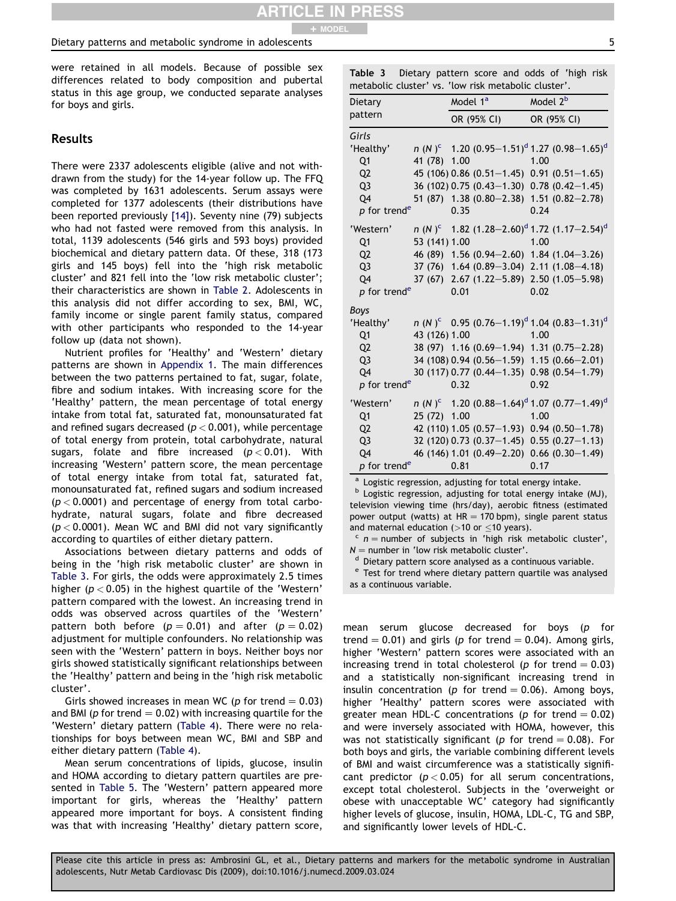were retained in all models. Because of possible sex differences related to body composition and pubertal status in this age group, we conducted separate analyses for boys and girls.

## Results

There were 2337 adolescents eligible (alive and not withdrawn from the study) for the 14-year follow up. The FFQ was completed by 1631 adolescents. Serum assays were completed for 1377 adolescents (their distributions have been reported previously [14]). Seventy nine (79) subjects who had not fasted were removed from this analysis. In total, 1139 adolescents (546 girls and 593 boys) provided biochemical and dietary pattern data. Of these, 318 (173 girls and 145 boys) fell into the 'high risk metabolic cluster' and 821 fell into the 'low risk metabolic cluster'; their characteristics are shown in Table 2. Adolescents in this analysis did not differ according to sex, BMI, WC, family income or single parent family status, compared with other participants who responded to the 14-year follow up (data not shown).

Nutrient profiles for 'Healthy' and 'Western' dietary patterns are shown in Appendix 1. The main differences between the two patterns pertained to fat, sugar, folate, fibre and sodium intakes. With increasing score for the 'Healthy' pattern, the mean percentage of total energy intake from total fat, saturated fat, monounsaturated fat and refined sugars decreased ($p < 0.001$), while percentage of total energy from protein, total carbohydrate, natural sugars, folate and fibre increased ($p < 0.01$). With increasing 'Western' pattern score, the mean percentage of total energy intake from total fat, saturated fat, monounsaturated fat, refined sugars and sodium increased ($p < 0.0001$) and percentage of energy from total carbohydrate, natural sugars, folate and fibre decreased ($p < 0.0001$). Mean WC and BMI did not vary significantly according to quartiles of either dietary pattern.

Associations between dietary patterns and odds of being in the 'high risk metabolic cluster' are shown in Table 3. For girls, the odds were approximately 2.5 times higher ($p < 0.05$) in the highest quartile of the 'Western' pattern compared with the lowest. An increasing trend in odds was observed across quartiles of the 'Western' pattern both before ($p = 0.01$) and after ($p = 0.02$) adjustment for multiple confounders. No relationship was seen with the 'Western' pattern in boys. Neither boys nor girls showed statistically significant relationships between the 'Healthy' pattern and being in the 'high risk metabolic cluster'.

Girls showed increases in mean WC ($p$ for trend = 0.03) and BMI ($p$ for trend = 0.02) with increasing quartile for the 'Western' dietary pattern (Table 4). There were no relationships for boys between mean WC, BMI and SBP and either dietary pattern (Table 4).

Mean serum concentrations of lipids, glucose, insulin and HOMA according to dietary pattern quartiles are presented in Table 5. The 'Western' pattern appeared more important for girls, whereas the 'Healthy' pattern appeared more important for boys. A consistent finding was that with increasing 'Healthy' dietary pattern score, mean serum glucose decreased for boys ($p$ for trend = 0.01) and girls ($p$ for trend = 0.04). Among girls, higher 'Western' pattern scores were associated with an increasing trend in total cholesterol ($p$ for trend = 0.03) and a statistically non-significant increasing trend in insulin concentration ($p$ for trend = 0.06). Among boys, higher 'Healthy' pattern scores were associated with greater mean HDL-C concentrations ($p$ for trend = 0.02) and were inversely associated with HOMA, however, this was not statistically significant ($p$ for trend = 0.08). For both boys and girls, the variable combining different levels of BMI and waist circumference was a statistically significant predictor ($p < 0.05$) for all serum concentrations, except total cholesterol. Subjects in the 'overweight or obese with unacceptable WC' category had significantly higher levels of glucose, insulin, HOMA, LDL-C, TG and SBP, and significantly lower levels of HDL-C.

**Table 3** Dietary pattern score and odds of 'high risk metabolic cluster' vs. 'low risk metabolic cluster'.

| Dietary pattern | | Model 1[a] | Model 2[b] |
|---|---|---|---|
| | | OR (95% CI) | OR (95% CI) |
| *Girls* | | | |
| 'Healthy' | $n$ ($N$)[c] | 1.20 (0.95–1.51)[d] | 1.27 (0.98–1.65)[d] |
| Q1 | 41 (78) | 1.00 | 1.00 |
| Q2 | 45 (106) | 0.86 (0.51–1.45) | 0.91 (0.51–1.65) |
| Q3 | 36 (102) | 0.75 (0.43–1.30) | 0.78 (0.42–1.45) |
| Q4 | 51 (87) | 1.38 (0.80–2.38) | 1.51 (0.82–2.78) |
| $p$ for trend[e] | | 0.35 | 0.24 |
| 'Western' | $n$ ($N$)[c] | 1.82 (1.28–2.60)[d] | 1.72 (1.17–2.54)[d] |
| Q1 | 53 (141) | 1.00 | 1.00 |
| Q2 | 46 (89) | 1.56 (0.94–2.60) | 1.84 (1.04–3.26) |
| Q3 | 37 (76) | 1.64 (0.89–3.04) | 2.11 (1.08–4.18) |
| Q4 | 37 (67) | 2.67 (1.22–5.89) | 2.50 (1.05–5.98) |
| $p$ for trend[e] | | 0.01 | 0.02 |
| *Boys* | | | |
| 'Healthy' | $n$ ($N$)[c] | 0.95 (0.76–1.19)[d] | 1.04 (0.83–1.31)[d] |
| Q1 | 43 (126) | 1.00 | 1.00 |
| Q2 | 38 (97) | 1.16 (0.69–1.94) | 1.31 (0.75–2.28) |
| Q3 | 34 (108) | 0.94 (0.56–1.59) | 1.15 (0.66–2.01) |
| Q4 | 30 (117) | 0.77 (0.44–1.35) | 0.98 (0.54–1.79) |
| $p$ for trend[e] | | 0.32 | 0.92 |
| 'Western' | $n$ ($N$)[c] | 1.20 (0.88–1.64)[d] | 1.07 (0.77–1.49)[d] |
| Q1 | 25 (72) | 1.00 | 1.00 |
| Q2 | 42 (110) | 1.05 (0.57–1.93) | 0.94 (0.50–1.78) |
| Q3 | 32 (120) | 0.73 (0.37–1.45) | 0.55 (0.27–1.13) |
| Q4 | 46 (146) | 1.01 (0.49–2.20) | 0.66 (0.30–1.49) |
| $p$ for trend[e] | | 0.81 | 0.17 |

[a] Logistic regression, adjusting for total energy intake.
[b] Logistic regression, adjusting for total energy intake (MJ), television viewing time (hrs/day), aerobic fitness (estimated power output (watts) at HR = 170 bpm), single parent status and maternal education (>10 or ≤10 years).
[c] $n$ = number of subjects in 'high risk metabolic cluster', $N$ = number in 'low risk metabolic cluster'.
[d] Dietary pattern score analysed as a continuous variable.
[e] Test for trend where dietary pattern quartile was analysed as a continuous variable.

Please cite this article in press as: Ambrosini GL, et al., Dietary patterns and markers for the metabolic syndrome in Australian adolescents, Nutr Metab Cardiovasc Dis (2009), doi:10.1016/j.numecd.2009.03.024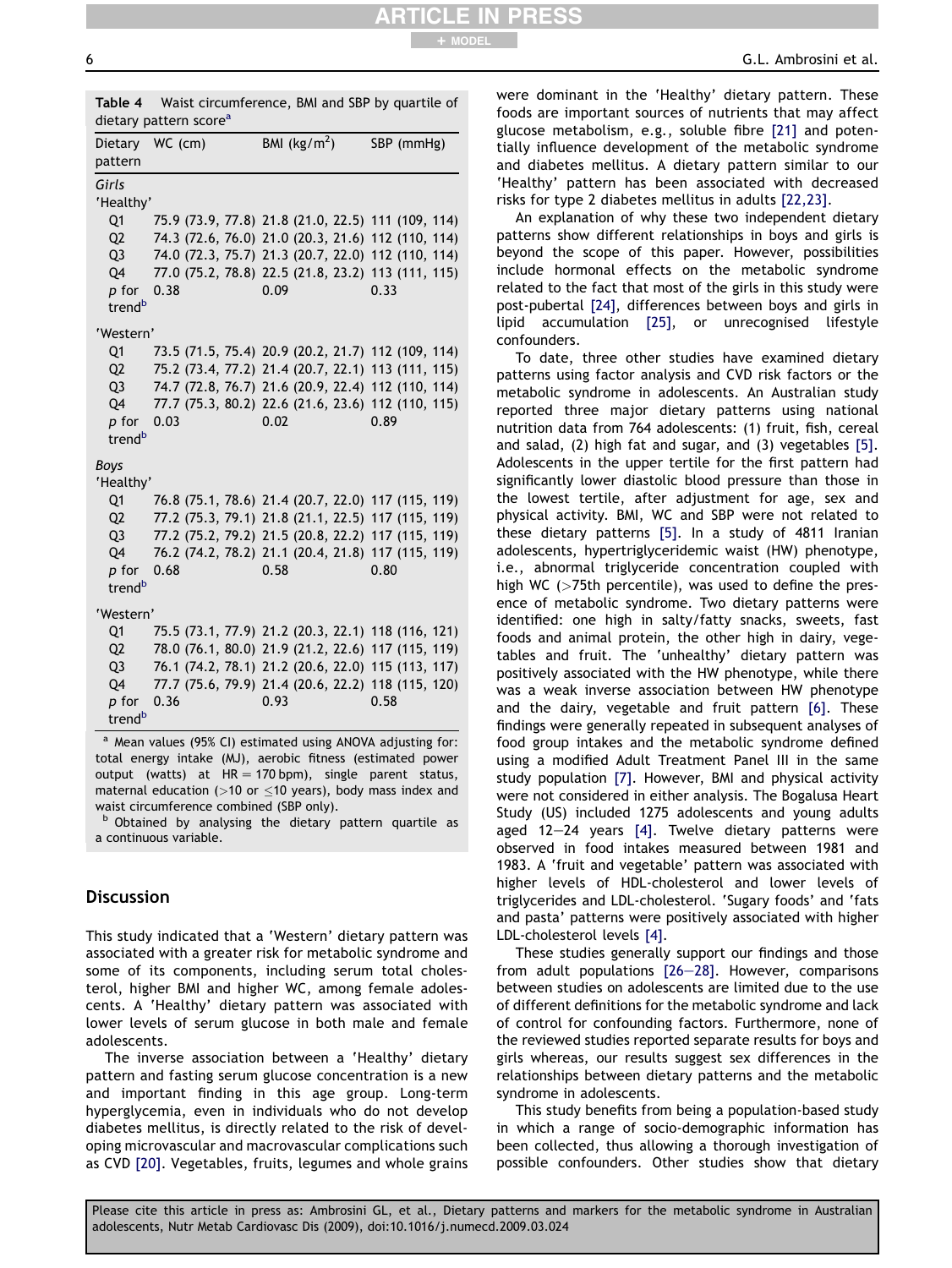**Table 4** Waist circumference, BMI and SBP by quartile of dietary pattern score[a]

| Dietary pattern | WC (cm) | BMI (kg/m$^2$) | SBP (mmHg) |
|---|---|---|---|
| *Girls* | | | |
| 'Healthy' | | | |
| Q1 | 75.9 (73.9, 77.8) | 21.8 (21.0, 22.5) | 111 (109, 114) |
| Q2 | 74.3 (72.6, 76.0) | 21.0 (20.3, 21.6) | 112 (110, 114) |
| Q3 | 74.0 (72.3, 75.7) | 21.3 (20.7, 22.0) | 112 (110, 114) |
| Q4 | 77.0 (75.2, 78.8) | 22.5 (21.8, 23.2) | 113 (111, 115) |
| p for trend[b] | 0.38 | 0.09 | 0.33 |
| 'Western' | | | |
| Q1 | 73.5 (71.5, 75.4) | 20.9 (20.2, 21.7) | 112 (109, 114) |
| Q2 | 75.2 (73.4, 77.2) | 21.4 (20.7, 22.1) | 113 (111, 115) |
| Q3 | 74.7 (72.8, 76.7) | 21.6 (20.9, 22.4) | 112 (110, 114) |
| Q4 | 77.7 (75.3, 80.2) | 22.6 (21.6, 23.6) | 112 (110, 115) |
| p for trend[b] | 0.03 | 0.02 | 0.89 |
| *Boys* | | | |
| 'Healthy' | | | |
| Q1 | 76.8 (75.1, 78.6) | 21.4 (20.7, 22.0) | 117 (115, 119) |
| Q2 | 77.2 (75.3, 79.1) | 21.8 (21.1, 22.5) | 117 (115, 119) |
| Q3 | 77.2 (75.2, 79.2) | 21.5 (20.8, 22.2) | 117 (115, 119) |
| Q4 | 76.2 (74.2, 78.2) | 21.1 (20.4, 21.8) | 117 (115, 119) |
| p for trend[b] | 0.68 | 0.58 | 0.80 |
| 'Western' | | | |
| Q1 | 75.5 (73.1, 77.9) | 21.2 (20.3, 22.1) | 118 (116, 121) |
| Q2 | 78.0 (76.1, 80.0) | 21.9 (21.2, 22.6) | 117 (115, 119) |
| Q3 | 76.1 (74.2, 78.1) | 21.2 (20.6, 22.0) | 115 (113, 117) |
| Q4 | 77.7 (75.6, 79.9) | 21.4 (20.6, 22.2) | 118 (115, 120) |
| p for trend[b] | 0.36 | 0.93 | 0.58 |

[a] Mean values (95% CI) estimated using ANOVA adjusting for: total energy intake (MJ), aerobic fitness (estimated power output (watts) at HR = 170 bpm), single parent status, maternal education (>10 or ≤10 years), body mass index and waist circumference combined (SBP only).

[b] Obtained by analysing the dietary pattern quartile as a continuous variable.

## Discussion

This study indicated that a 'Western' dietary pattern was associated with a greater risk for metabolic syndrome and some of its components, including serum total cholesterol, higher BMI and higher WC, among female adolescents. A 'Healthy' dietary pattern was associated with lower levels of serum glucose in both male and female adolescents.

The inverse association between a 'Healthy' dietary pattern and fasting serum glucose concentration is a new and important finding in this age group. Long-term hyperglycemia, even in individuals who do not develop diabetes mellitus, is directly related to the risk of developing microvascular and macrovascular complications such as CVD [20]. Vegetables, fruits, legumes and whole grains were dominant in the 'Healthy' dietary pattern. These foods are important sources of nutrients that may affect glucose metabolism, e.g., soluble fibre [21] and potentially influence development of the metabolic syndrome and diabetes mellitus. A dietary pattern similar to our 'Healthy' pattern has been associated with decreased risks for type 2 diabetes mellitus in adults [22,23].

An explanation of why these two independent dietary patterns show different relationships in boys and girls is beyond the scope of this paper. However, possibilities include hormonal effects on the metabolic syndrome related to the fact that most of the girls in this study were post-pubertal [24], differences between boys and girls in lipid accumulation [25], or unrecognised lifestyle confounders.

To date, three other studies have examined dietary patterns using factor analysis and CVD risk factors or the metabolic syndrome in adolescents. An Australian study reported three major dietary patterns using national nutrition data from 764 adolescents: (1) fruit, fish, cereal and salad, (2) high fat and sugar, and (3) vegetables [5]. Adolescents in the upper tertile for the first pattern had significantly lower diastolic blood pressure than those in the lowest tertile, after adjustment for age, sex and physical activity. BMI, WC and SBP were not related to these dietary patterns [5]. In a study of 4811 Iranian adolescents, hypertriglyceridemic waist (HW) phenotype, i.e., abnormal triglyceride concentration coupled with high WC (>75th percentile), was used to define the presence of metabolic syndrome. Two dietary patterns were identified: one high in salty/fatty snacks, sweets, fast foods and animal protein, the other high in dairy, vegetables and fruit. The 'unhealthy' dietary pattern was positively associated with the HW phenotype, while there was a weak inverse association between HW phenotype and the dairy, vegetable and fruit pattern [6]. These findings were generally repeated in subsequent analyses of food group intakes and the metabolic syndrome defined using a modified Adult Treatment Panel III in the same study population [7]. However, BMI and physical activity were not considered in either analysis. The Bogalusa Heart Study (US) included 1275 adolescents and young adults aged 12–24 years [4]. Twelve dietary patterns were observed in food intakes measured between 1981 and 1983. A 'fruit and vegetable' pattern was associated with higher levels of HDL-cholesterol and lower levels of triglycerides and LDL-cholesterol. 'Sugary foods' and 'fats and pasta' patterns were positively associated with higher LDL-cholesterol levels [4].

These studies generally support our findings and those from adult populations [26–28]. However, comparisons between studies on adolescents are limited due to the use of different definitions for the metabolic syndrome and lack of control for confounding factors. Furthermore, none of the reviewed studies reported separate results for boys and girls whereas, our results suggest sex differences in the relationships between dietary patterns and the metabolic syndrome in adolescents.

This study benefits from being a population-based study in which a range of socio-demographic information has been collected, thus allowing a thorough investigation of possible confounders. Other studies show that dietary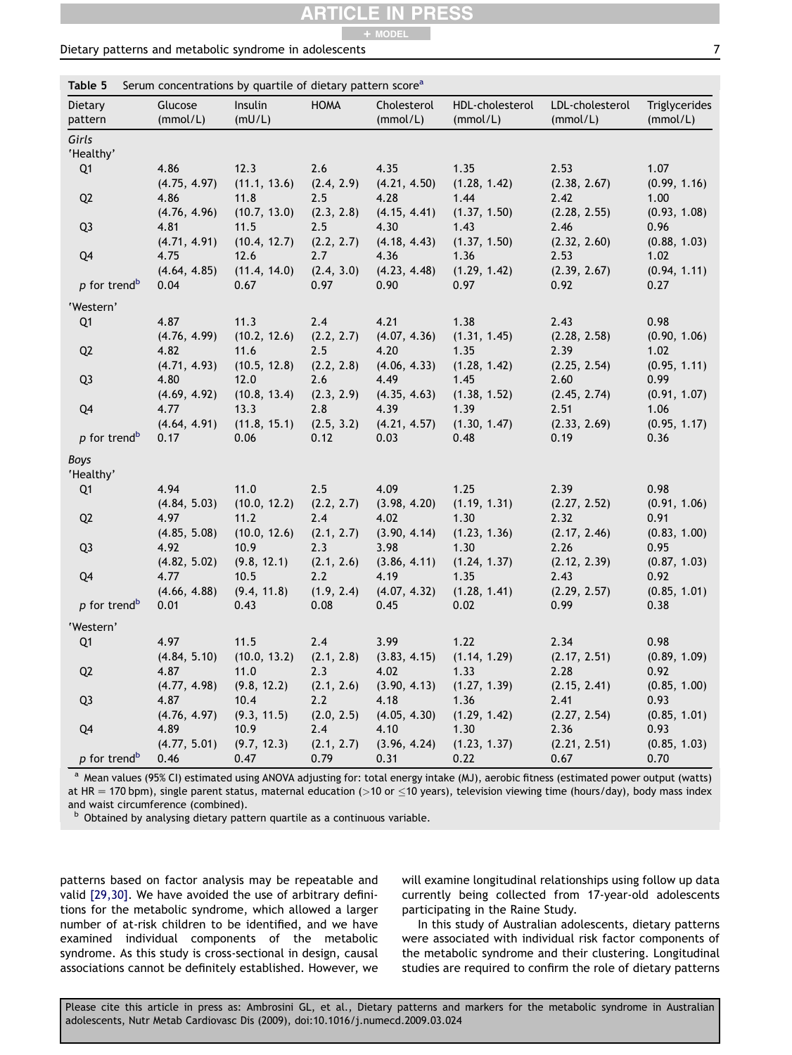**Table 5** Serum concentrations by quartile of dietary pattern score[a]

| Dietary pattern | Glucose (mmol/L) | Insulin (mU/L) | HOMA | Cholesterol (mmol/L) | HDL-cholesterol (mmol/L) | LDL-cholesterol (mmol/L) | Triglycerides (mmol/L) |
|---|---|---|---|---|---|---|---|
| *Girls* | | | | | | | |
| 'Healthy' | | | | | | | |
| Q1 | 4.86 (4.75, 4.97) | 12.3 (11.1, 13.6) | 2.6 (2.4, 2.9) | 4.35 (4.21, 4.50) | 1.35 (1.28, 1.42) | 2.53 (2.38, 2.67) | 1.07 (0.99, 1.16) |
| Q2 | 4.86 (4.76, 4.96) | 11.8 (10.7, 13.0) | 2.5 (2.3, 2.8) | 4.28 (4.15, 4.41) | 1.44 (1.37, 1.50) | 2.42 (2.28, 2.55) | 1.00 (0.93, 1.08) |
| Q3 | 4.81 (4.71, 4.91) | 11.5 (10.4, 12.7) | 2.5 (2.2, 2.7) | 4.30 (4.18, 4.43) | 1.43 (1.37, 1.50) | 2.46 (2.32, 2.60) | 0.96 (0.88, 1.03) |
| Q4 | 4.75 (4.64, 4.85) | 12.6 (11.4, 14.0) | 2.7 (2.4, 3.0) | 4.36 (4.23, 4.48) | 1.36 (1.29, 1.42) | 2.53 (2.39, 2.67) | 1.02 (0.94, 1.11) |
| *p* for trend[b] | 0.04 | 0.67 | 0.97 | 0.90 | 0.97 | 0.92 | 0.27 |
| 'Western' | | | | | | | |
| Q1 | 4.87 (4.76, 4.99) | 11.3 (10.2, 12.6) | 2.4 (2.2, 2.7) | 4.21 (4.07, 4.36) | 1.38 (1.31, 1.45) | 2.43 (2.28, 2.58) | 0.98 (0.90, 1.06) |
| Q2 | 4.82 (4.71, 4.93) | 11.6 (10.5, 12.8) | 2.5 (2.2, 2.8) | 4.20 (4.06, 4.33) | 1.35 (1.28, 1.42) | 2.39 (2.25, 2.54) | 1.02 (0.95, 1.11) |
| Q3 | 4.80 (4.69, 4.92) | 12.0 (10.8, 13.4) | 2.6 (2.3, 2.9) | 4.49 (4.35, 4.63) | 1.45 (1.38, 1.52) | 2.60 (2.45, 2.74) | 0.99 (0.91, 1.07) |
| Q4 | 4.77 (4.64, 4.91) | 13.3 (11.8, 15.1) | 2.8 (2.5, 3.2) | 4.39 (4.21, 4.57) | 1.39 (1.30, 1.47) | 2.51 (2.33, 2.69) | 1.06 (0.95, 1.17) |
| *p* for trend[b] | 0.17 | 0.06 | 0.12 | 0.03 | 0.48 | 0.19 | 0.36 |
| *Boys* | | | | | | | |
| 'Healthy' | | | | | | | |
| Q1 | 4.94 (4.84, 5.03) | 11.0 (10.0, 12.2) | 2.5 (2.2, 2.7) | 4.09 (3.98, 4.20) | 1.25 (1.19, 1.31) | 2.39 (2.27, 2.52) | 0.98 (0.91, 1.06) |
| Q2 | 4.97 (4.85, 5.08) | 11.2 (10.0, 12.6) | 2.4 (2.1, 2.7) | 4.02 (3.90, 4.14) | 1.30 (1.23, 1.36) | 2.32 (2.17, 2.46) | 0.91 (0.83, 1.00) |
| Q3 | 4.92 (4.82, 5.02) | 10.9 (9.8, 12.1) | 2.3 (2.1, 2.6) | 3.98 (3.86, 4.11) | 1.30 (1.24, 1.37) | 2.26 (2.12, 2.39) | 0.95 (0.87, 1.03) |
| Q4 | 4.77 (4.66, 4.88) | 10.5 (9.4, 11.8) | 2.2 (1.9, 2.4) | 4.19 (4.07, 4.32) | 1.35 (1.28, 1.41) | 2.43 (2.29, 2.57) | 0.92 (0.85, 1.01) |
| *p* for trend[b] | 0.01 | 0.43 | 0.08 | 0.45 | 0.02 | 0.99 | 0.38 |
| 'Western' | | | | | | | |
| Q1 | 4.97 (4.84, 5.10) | 11.5 (10.0, 13.2) | 2.4 (2.1, 2.8) | 3.99 (3.83, 4.15) | 1.22 (1.14, 1.29) | 2.34 (2.17, 2.51) | 0.98 (0.89, 1.09) |
| Q2 | 4.87 (4.77, 4.98) | 11.0 (9.8, 12.2) | 2.3 (2.1, 2.6) | 4.02 (3.90, 4.13) | 1.33 (1.27, 1.39) | 2.28 (2.15, 2.41) | 0.92 (0.85, 1.00) |
| Q3 | 4.87 (4.76, 4.97) | 10.4 (9.3, 11.5) | 2.2 (2.0, 2.5) | 4.18 (4.05, 4.30) | 1.36 (1.29, 1.42) | 2.41 (2.27, 2.54) | 0.93 (0.85, 1.01) |
| Q4 | 4.89 (4.77, 5.01) | 10.9 (9.7, 12.3) | 2.4 (2.1, 2.7) | 4.10 (3.96, 4.24) | 1.30 (1.23, 1.37) | 2.36 (2.21, 2.51) | 0.93 (0.85, 1.03) |
| *p* for trend[b] | 0.46 | 0.47 | 0.79 | 0.31 | 0.22 | 0.67 | 0.70 |

[a] Mean values (95% CI) estimated using ANOVA adjusting for: total energy intake (MJ), aerobic fitness (estimated power output (watts) at HR = 170 bpm), single parent status, maternal education (>10 or ≤10 years), television viewing time (hours/day), body mass index and waist circumference (combined).

[b] Obtained by analysing dietary pattern quartile as a continuous variable.

patterns based on factor analysis may be repeatable and valid [29,30]. We have avoided the use of arbitrary definitions for the metabolic syndrome, which allowed a larger number of at-risk children to be identified, and we have examined individual components of the metabolic syndrome. As this study is cross-sectional in design, causal associations cannot be definitely established. However, we will examine longitudinal relationships using follow up data currently being collected from 17-year-old adolescents participating in the Raine Study.

In this study of Australian adolescents, dietary patterns were associated with individual risk factor components of the metabolic syndrome and their clustering. Longitudinal studies are required to confirm the role of dietary patterns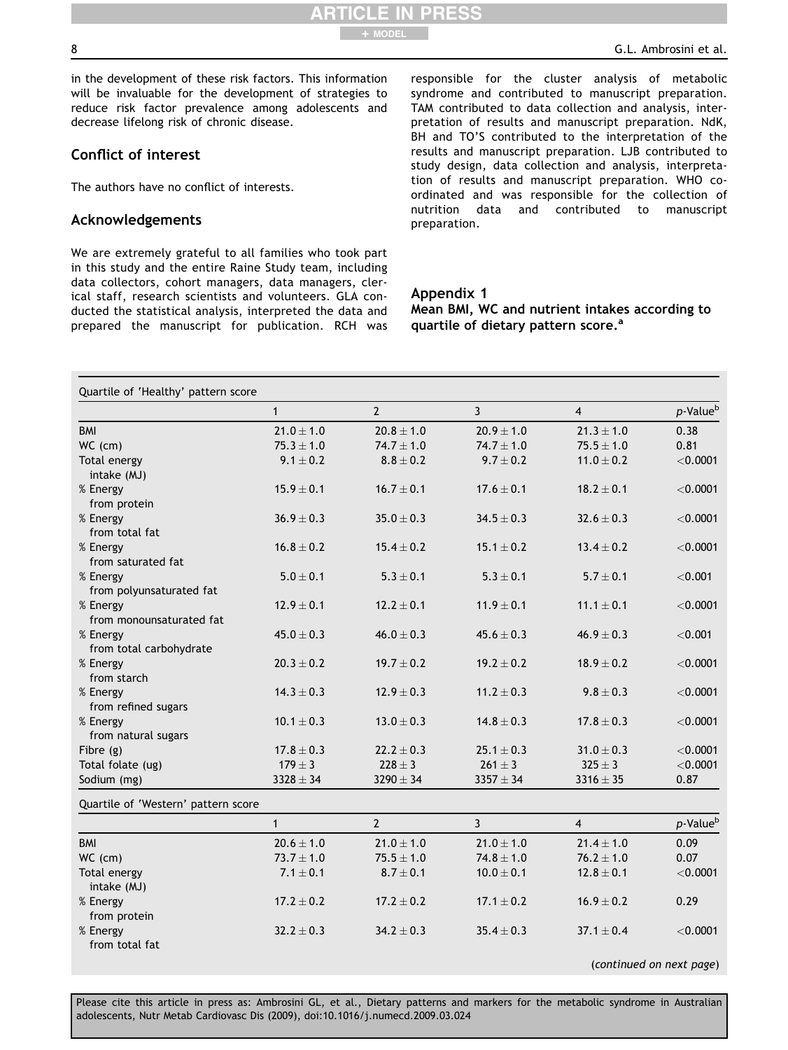in the development of these risk factors. This information will be invaluable for the development of strategies to reduce risk factor prevalence among adolescents and decrease lifelong risk of chronic disease.

## Conflict of interest

The authors have no conflict of interests.

## Acknowledgements

We are extremely grateful to all families who took part in this study and the entire Raine Study team, including data collectors, cohort managers, data managers, clerical staff, research scientists and volunteers. GLA conducted the statistical analysis, interpreted the data and prepared the manuscript for publication. RCH was responsible for the cluster analysis of metabolic syndrome and contributed to manuscript preparation. TAM contributed to data collection and analysis, interpretation of results and manuscript preparation. NdK, BH and TO'S contributed to the interpretation of the results and manuscript preparation. LJB contributed to study design, data collection and analysis, interpretation of results and manuscript preparation. WHO coordinated and was responsible for the collection of nutrition data and contributed to manuscript preparation.

## Appendix 1

**Mean BMI, WC and nutrient intakes according to quartile of dietary pattern score.[a]**

| Quartile of 'Healthy' pattern score | | | | | |
|---|---|---|---|---|---|
| | 1 | 2 | 3 | 4 | *p*-Value[b] |
| BMI | 21.0 ± 1.0 | 20.8 ± 1.0 | 20.9 ± 1.0 | 21.3 ± 1.0 | 0.38 |
| WC (cm) | 75.3 ± 1.0 | 74.7 ± 1.0 | 74.7 ± 1.0 | 75.5 ± 1.0 | 0.81 |
| Total energy intake (MJ) | 9.1 ± 0.2 | 8.8 ± 0.2 | 9.7 ± 0.2 | 11.0 ± 0.2 | <0.0001 |
| % Energy from protein | 15.9 ± 0.1 | 16.7 ± 0.1 | 17.6 ± 0.1 | 18.2 ± 0.1 | <0.0001 |
| % Energy from total fat | 36.9 ± 0.3 | 35.0 ± 0.3 | 34.5 ± 0.3 | 32.6 ± 0.3 | <0.0001 |
| % Energy from saturated fat | 16.8 ± 0.2 | 15.4 ± 0.2 | 15.1 ± 0.2 | 13.4 ± 0.2 | <0.0001 |
| % Energy from polyunsaturated fat | 5.0 ± 0.1 | 5.3 ± 0.1 | 5.3 ± 0.1 | 5.7 ± 0.1 | <0.001 |
| % Energy from monounsaturated fat | 12.9 ± 0.1 | 12.2 ± 0.1 | 11.9 ± 0.1 | 11.1 ± 0.1 | <0.0001 |
| % Energy from total carbohydrate | 45.0 ± 0.3 | 46.0 ± 0.3 | 45.6 ± 0.3 | 46.9 ± 0.3 | <0.001 |
| % Energy from starch | 20.3 ± 0.2 | 19.7 ± 0.2 | 19.2 ± 0.2 | 18.9 ± 0.2 | <0.0001 |
| % Energy from refined sugars | 14.3 ± 0.3 | 12.9 ± 0.3 | 11.2 ± 0.3 | 9.8 ± 0.3 | <0.0001 |
| % Energy from natural sugars | 10.1 ± 0.3 | 13.0 ± 0.3 | 14.8 ± 0.3 | 17.8 ± 0.3 | <0.0001 |
| Fibre (g) | 17.8 ± 0.3 | 22.2 ± 0.3 | 25.1 ± 0.3 | 31.0 ± 0.3 | <0.0001 |
| Total folate (ug) | 179 ± 3 | 228 ± 3 | 261 ± 3 | 325 ± 3 | <0.0001 |
| Sodium (mg) | 3328 ± 34 | 3290 ± 34 | 3357 ± 34 | 3316 ± 35 | 0.87 |
| **Quartile of 'Western' pattern score** | | | | | |
| | 1 | 2 | 3 | 4 | *p*-Value[b] |
| BMI | 20.6 ± 1.0 | 21.0 ± 1.0 | 21.0 ± 1.0 | 21.4 ± 1.0 | 0.09 |
| WC (cm) | 73.7 ± 1.0 | 75.5 ± 1.0 | 74.8 ± 1.0 | 76.2 ± 1.0 | 0.07 |
| Total energy intake (MJ) | 7.1 ± 0.1 | 8.7 ± 0.1 | 10.0 ± 0.1 | 12.8 ± 0.1 | <0.0001 |
| % Energy from protein | 17.2 ± 0.2 | 17.2 ± 0.2 | 17.1 ± 0.2 | 16.9 ± 0.2 | 0.29 |
| % Energy from total fat | 32.2 ± 0.3 | 34.2 ± 0.3 | 35.4 ± 0.3 | 37.1 ± 0.4 | <0.0001 |

(*continued on next page*)

Please cite this article in press as: Ambrosini GL, et al., Dietary patterns and markers for the metabolic syndrome in Australian adolescents, Nutr Metab Cardiovasc Dis (2009), doi:10.1016/j.numecd.2009.03.024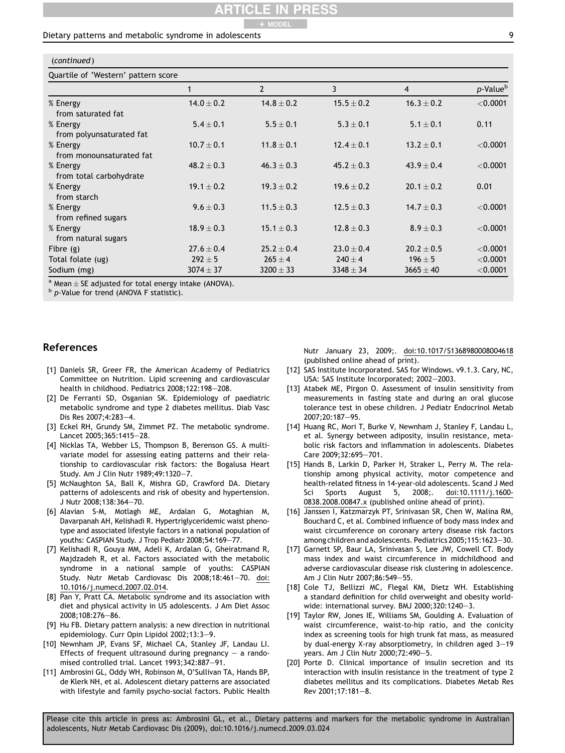(*continued*)

| Quartile of 'Western' pattern score | 1 | 2 | 3 | 4 | p-Value[b] |
|---|---|---|---|---|---|
| % Energy from saturated fat | $14.0 \pm 0.2$ | $14.8 \pm 0.2$ | $15.5 \pm 0.2$ | $16.3 \pm 0.2$ | <0.0001 |
| % Energy from polyunsaturated fat | $5.4 \pm 0.1$ | $5.5 \pm 0.1$ | $5.3 \pm 0.1$ | $5.1 \pm 0.1$ | 0.11 |
| % Energy from monounsaturated fat | $10.7 \pm 0.1$ | $11.8 \pm 0.1$ | $12.4 \pm 0.1$ | $13.2 \pm 0.1$ | <0.0001 |
| % Energy from total carbohydrate | $48.2 \pm 0.3$ | $46.3 \pm 0.3$ | $45.2 \pm 0.3$ | $43.9 \pm 0.4$ | <0.0001 |
| % Energy from starch | $19.1 \pm 0.2$ | $19.3 \pm 0.2$ | $19.6 \pm 0.2$ | $20.1 \pm 0.2$ | 0.01 |
| % Energy from refined sugars | $9.6 \pm 0.3$ | $11.5 \pm 0.3$ | $12.5 \pm 0.3$ | $14.7 \pm 0.3$ | <0.0001 |
| % Energy from natural sugars | $18.9 \pm 0.3$ | $15.1 \pm 0.3$ | $12.8 \pm 0.3$ | $8.9 \pm 0.3$ | <0.0001 |
| Fibre (g) | $27.6 \pm 0.4$ | $25.2 \pm 0.4$ | $23.0 \pm 0.4$ | $20.2 \pm 0.5$ | <0.0001 |
| Total folate (ug) | $292 \pm 5$ | $265 \pm 4$ | $240 \pm 4$ | $196 \pm 5$ | <0.0001 |
| Sodium (mg) | $3074 \pm 37$ | $3200 \pm 33$ | $3348 \pm 34$ | $3665 \pm 40$ | <0.0001 |

[a] Mean ± SE adjusted for total energy intake (ANOVA).
[b] p-Value for trend (ANOVA F statistic).

## References

[1] Daniels SR, Greer FR, the American Academy of Pediatrics Committee on Nutrition. Lipid screening and cardiovascular health in childhood. Pediatrics 2008;122:198–208.

[2] De Ferranti SD, Osganian SK. Epidemiology of paediatric metabolic syndrome and type 2 diabetes mellitus. Diab Vasc Dis Res 2007;4:283–4.

[3] Eckel RH, Grundy SM, Zimmet PZ. The metabolic syndrome. Lancet 2005;365:1415–28.

[4] Nicklas TA, Webber LS, Thompson B, Berenson GS. A multivariate model for assessing eating patterns and their relationship to cardiovascular risk factors: the Bogalusa Heart Study. Am J Clin Nutr 1989;49:1320–7.

[5] McNaughton SA, Ball K, Mishra GD, Crawford DA. Dietary patterns of adolescents and risk of obesity and hypertension. J Nutr 2008;138:364–70.

[6] Alavian S-M, Motlagh ME, Ardalan G, Motaghian M, Davarpanah AH, Kelishadi R. Hypertriglyceridemic waist phenotype and associated lifestyle factors in a national population of youths: CASPIAN Study. J Trop Pediatr 2008;54:169–77.

[7] Kelishadi R, Gouya MM, Adeli K, Ardalan G, Gheiratmand R, Majdzadeh R, et al. Factors associated with the metabolic syndrome in a national sample of youths: CASPIAN Study. Nutr Metab Cardiovasc Dis 2008;18:461–70. doi:10.1016/j.numecd.2007.02.014.

[8] Pan Y, Pratt CA. Metabolic syndrome and its association with diet and physical activity in US adolescents. J Am Diet Assoc 2008;108:276–86.

[9] Hu FB. Dietary pattern analysis: a new direction in nutritional epidemiology. Curr Opin Lipidol 2002;13:3–9.

[10] Newnham JP, Evans SF, Michael CA, Stanley JF, Landau LI. Effects of frequent ultrasound during pregnancy — a randomised controlled trial. Lancet 1993;342:887–91.

[11] Ambrosini GL, Oddy WH, Robinson M, O'Sullivan TA, Hands BP, de Klerk NH, et al. Adolescent dietary patterns are associated with lifestyle and family psycho-social factors. Public Health Nutr January 23, 2009;. doi:10.1017/S1368980008004618 (published online ahead of print).

[12] SAS Institute Incorporated. SAS for Windows. v9.1.3. Cary, NC, USA: SAS Institute Incorporated; 2002–2003.

[13] Atabek ME, Pirgon O. Assessment of insulin sensitivity from measurements in fasting state and during an oral glucose tolerance test in obese children. J Pediatr Endocrinol Metab 2007;20:187–95.

[14] Huang RC, Mori T, Burke V, Newnham J, Stanley F, Landau L, et al. Synergy between adiposity, insulin resistance, metabolic risk factors and inflammation in adolescents. Diabetes Care 2009;32:695–701.

[15] Hands B, Larkin D, Parker H, Straker L, Perry M. The relationship among physical activity, motor competence and health-related fitness in 14-year-old adolescents. Scand J Med Sci Sports August 5, 2008;. doi:10.1111/j.1600-0838.2008.00847.x (published online ahead of print).

[16] Janssen I, Katzmarzyk PT, Srinivasan SR, Chen W, Malina RM, Bouchard C, et al. Combined influence of body mass index and waist circumference on coronary artery disease risk factors among children and adolescents. Pediatrics 2005;115:1623–30.

[17] Garnett SP, Baur LA, Srinivasan S, Lee JW, Cowell CT. Body mass index and waist circumference in midchildhood and adverse cardiovascular disease risk clustering in adolescence. Am J Clin Nutr 2007;86:549–55.

[18] Cole TJ, Bellizzi MC, Flegal KM, Dietz WH. Establishing a standard definition for child overweight and obesity worldwide: international survey. BMJ 2000;320:1240–3.

[19] Taylor RW, Jones IE, Williams SM, Goulding A. Evaluation of waist circumference, waist-to-hip ratio, and the conicity index as screening tools for high trunk fat mass, as measured by dual-energy X-ray absorptiometry, in children aged 3–19 years. Am J Clin Nutr 2000;72:490–5.

[20] Porte D. Clinical importance of insulin secretion and its interaction with insulin resistance in the treatment of type 2 diabetes mellitus and its complications. Diabetes Metab Res Rev 2001;17:181–8.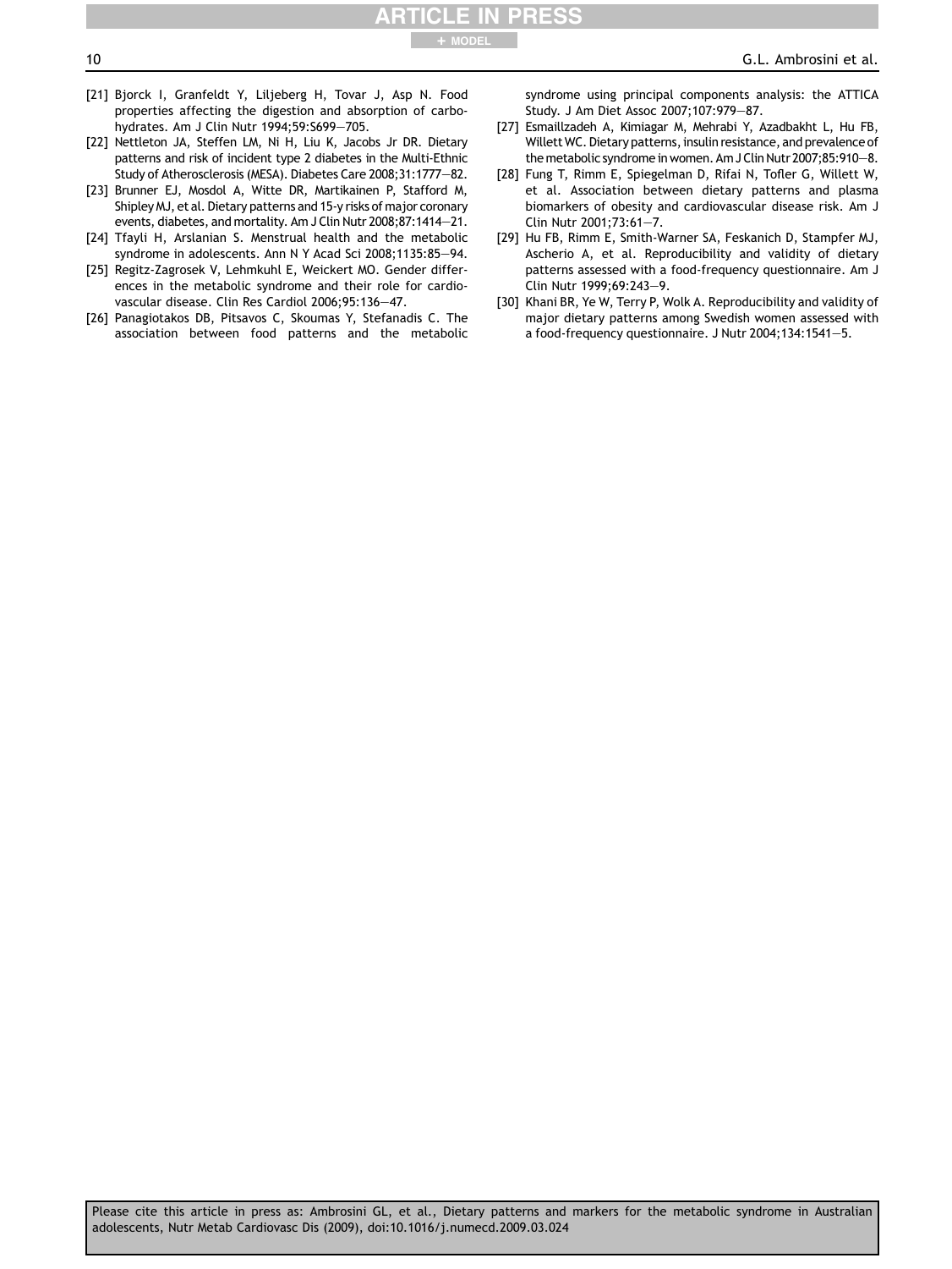[21] Bjorck I, Granfeldt Y, Liljeberg H, Tovar J, Asp N. Food properties affecting the digestion and absorption of carbohydrates. Am J Clin Nutr 1994;59:S699—705.

[22] Nettleton JA, Steffen LM, Ni H, Liu K, Jacobs Jr DR. Dietary patterns and risk of incident type 2 diabetes in the Multi-Ethnic Study of Atherosclerosis (MESA). Diabetes Care 2008;31:1777—82.

[23] Brunner EJ, Mosdol A, Witte DR, Martikainen P, Stafford M, Shipley MJ, et al. Dietary patterns and 15-y risks of major coronary events, diabetes, and mortality. Am J Clin Nutr 2008;87:1414—21.

[24] Tfayli H, Arslanian S. Menstrual health and the metabolic syndrome in adolescents. Ann N Y Acad Sci 2008;1135:85—94.

[25] Regitz-Zagrosek V, Lehmkuhl E, Weickert MO. Gender differences in the metabolic syndrome and their role for cardiovascular disease. Clin Res Cardiol 2006;95:136—47.

[26] Panagiotakos DB, Pitsavos C, Skoumas Y, Stefanadis C. The association between food patterns and the metabolic syndrome using principal components analysis: the ATTICA Study. J Am Diet Assoc 2007;107:979—87.

[27] Esmaillzadeh A, Kimiagar M, Mehrabi Y, Azadbakht L, Hu FB, Willett WC. Dietary patterns, insulin resistance, and prevalence of the metabolic syndrome in women. Am J Clin Nutr 2007;85:910—8.

[28] Fung T, Rimm E, Spiegelman D, Rifai N, Tofler G, Willett W, et al. Association between dietary patterns and plasma biomarkers of obesity and cardiovascular disease risk. Am J Clin Nutr 2001;73:61—7.

[29] Hu FB, Rimm E, Smith-Warner SA, Feskanich D, Stampfer MJ, Ascherio A, et al. Reproducibility and validity of dietary patterns assessed with a food-frequency questionnaire. Am J Clin Nutr 1999;69:243—9.

[30] Khani BR, Ye W, Terry P, Wolk A. Reproducibility and validity of major dietary patterns among Swedish women assessed with a food-frequency questionnaire. J Nutr 2004;134:1541—5.